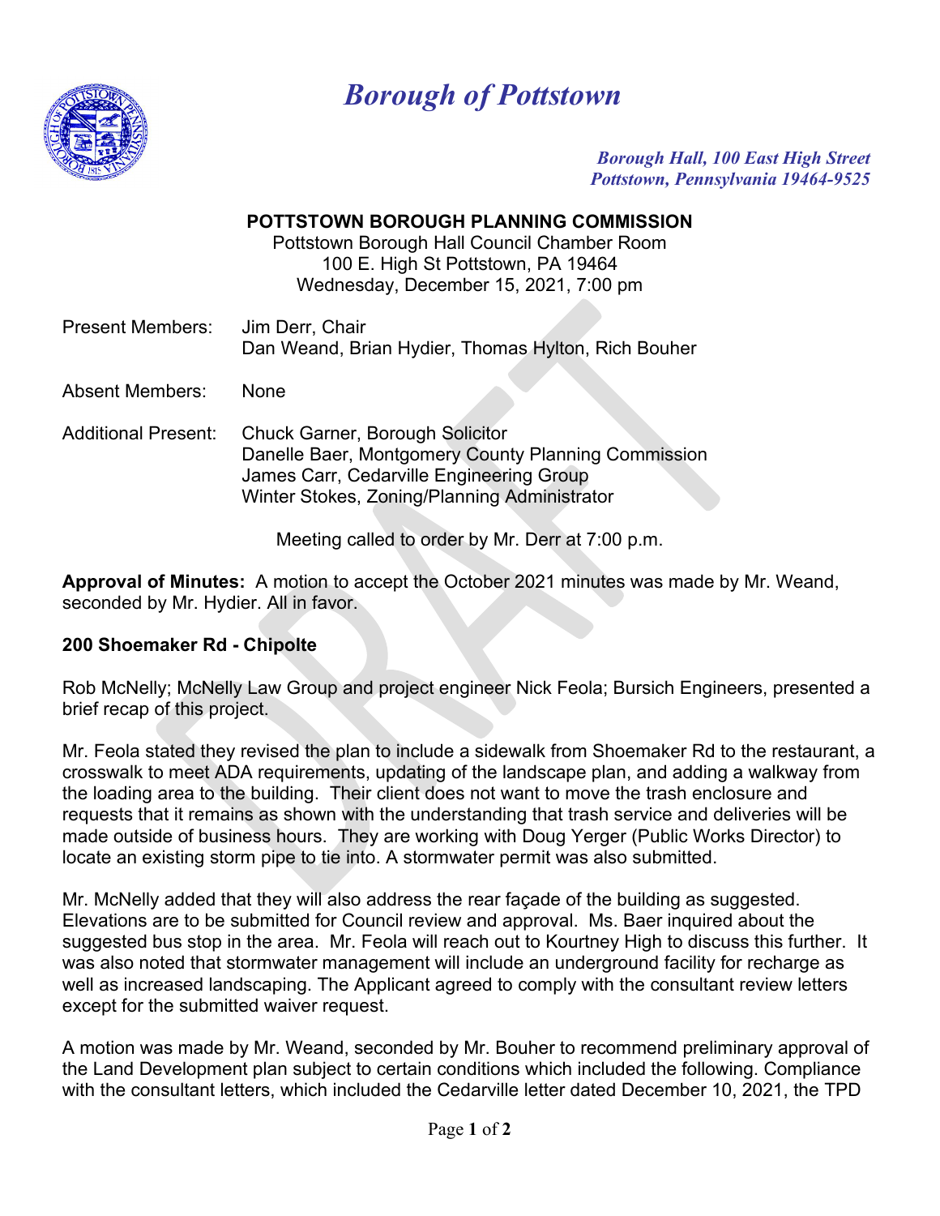# *Borough of Pottstown*

*Borough Hall, 100 East High Street*
*Pottstown, Pennsylvania 19464-9525*

**POTTSTOWN BOROUGH PLANNING COMMISSION**
Pottstown Borough Hall Council Chamber Room
100 E. High St Pottstown, PA 19464
Wednesday, December 15, 2021, 7:00 pm

Present Members: Jim Derr, Chair
Dan Weand, Brian Hydier, Thomas Hylton, Rich Bouher

Absent Members: None

Additional Present: Chuck Garner, Borough Solicitor
Danelle Baer, Montgomery County Planning Commission
James Carr, Cedarville Engineering Group
Winter Stokes, Zoning/Planning Administrator

Meeting called to order by Mr. Derr at 7:00 p.m.

**Approval of Minutes:** A motion to accept the October 2021 minutes was made by Mr. Weand, seconded by Mr. Hydier. All in favor.

**200 Shoemaker Rd - Chipolte**

Rob McNelly; McNelly Law Group and project engineer Nick Feola; Bursich Engineers, presented a brief recap of this project.

Mr. Feola stated they revised the plan to include a sidewalk from Shoemaker Rd to the restaurant, a crosswalk to meet ADA requirements, updating of the landscape plan, and adding a walkway from the loading area to the building. Their client does not want to move the trash enclosure and requests that it remains as shown with the understanding that trash service and deliveries will be made outside of business hours. They are working with Doug Yerger (Public Works Director) to locate an existing storm pipe to tie into. A stormwater permit was also submitted.

Mr. McNelly added that they will also address the rear façade of the building as suggested. Elevations are to be submitted for Council review and approval. Ms. Baer inquired about the suggested bus stop in the area. Mr. Feola will reach out to Kourtney High to discuss this further. It was also noted that stormwater management will include an underground facility for recharge as well as increased landscaping. The Applicant agreed to comply with the consultant review letters except for the submitted waiver request.

A motion was made by Mr. Weand, seconded by Mr. Bouher to recommend preliminary approval of the Land Development plan subject to certain conditions which included the following. Compliance with the consultant letters, which included the Cedarville letter dated December 10, 2021, the TPD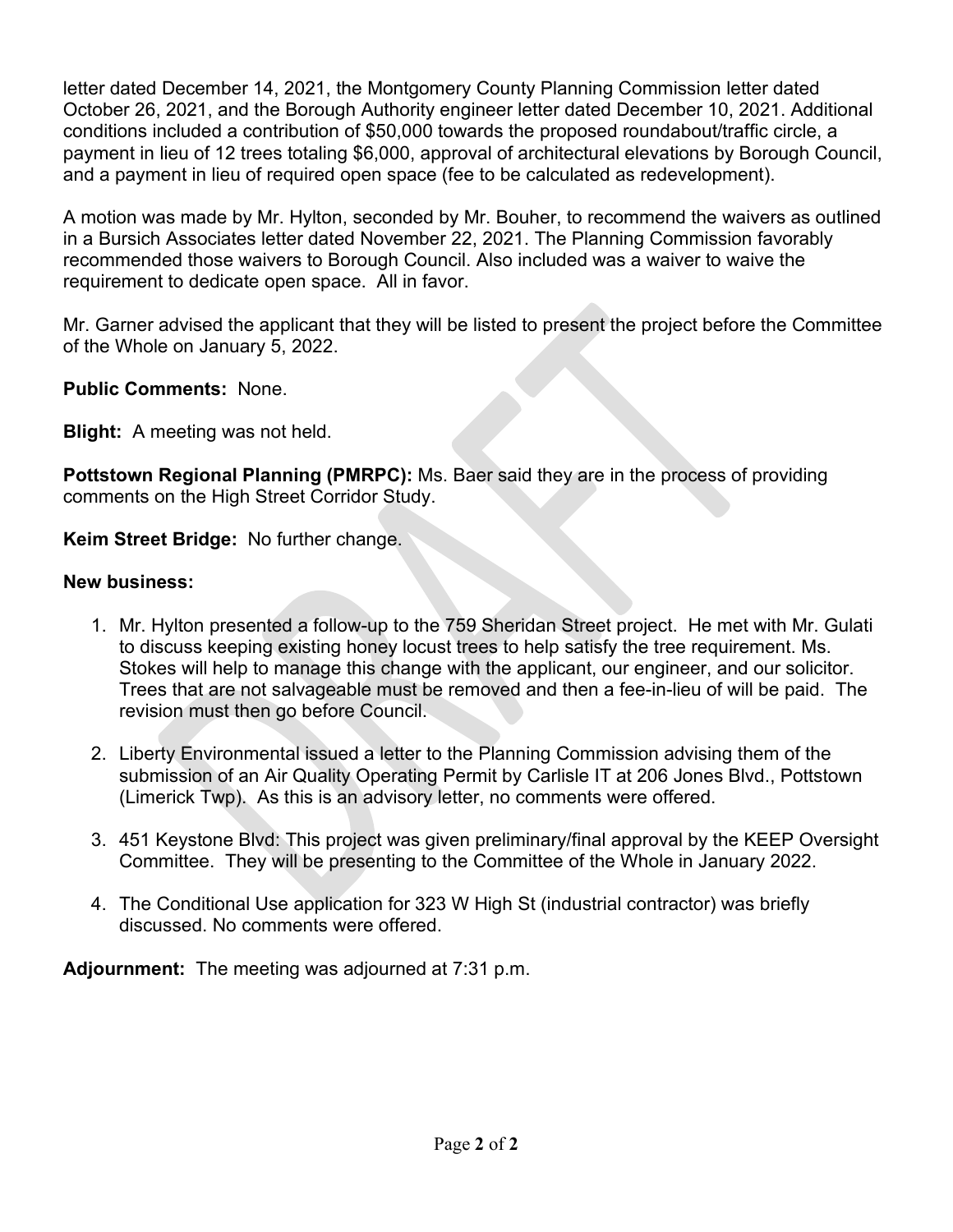letter dated December 14, 2021, the Montgomery County Planning Commission letter dated October 26, 2021, and the Borough Authority engineer letter dated December 10, 2021. Additional conditions included a contribution of $50,000 towards the proposed roundabout/traffic circle, a payment in lieu of 12 trees totaling $6,000, approval of architectural elevations by Borough Council, and a payment in lieu of required open space (fee to be calculated as redevelopment).

A motion was made by Mr. Hylton, seconded by Mr. Bouher, to recommend the waivers as outlined in a Bursich Associates letter dated November 22, 2021. The Planning Commission favorably recommended those waivers to Borough Council. Also included was a waiver to waive the requirement to dedicate open space. All in favor.

Mr. Garner advised the applicant that they will be listed to present the project before the Committee of the Whole on January 5, 2022.

**Public Comments:** None.

**Blight:** A meeting was not held.

**Pottstown Regional Planning (PMRPC):** Ms. Baer said they are in the process of providing comments on the High Street Corridor Study.

**Keim Street Bridge:** No further change.

**New business:**

1. Mr. Hylton presented a follow-up to the 759 Sheridan Street project. He met with Mr. Gulati to discuss keeping existing honey locust trees to help satisfy the tree requirement. Ms. Stokes will help to manage this change with the applicant, our engineer, and our solicitor. Trees that are not salvageable must be removed and then a fee-in-lieu of will be paid. The revision must then go before Council.

2. Liberty Environmental issued a letter to the Planning Commission advising them of the submission of an Air Quality Operating Permit by Carlisle IT at 206 Jones Blvd., Pottstown (Limerick Twp). As this is an advisory letter, no comments were offered.

3. 451 Keystone Blvd: This project was given preliminary/final approval by the KEEP Oversight Committee. They will be presenting to the Committee of the Whole in January 2022.

4. The Conditional Use application for 323 W High St (industrial contractor) was briefly discussed. No comments were offered.

**Adjournment:** The meeting was adjourned at 7:31 p.m.